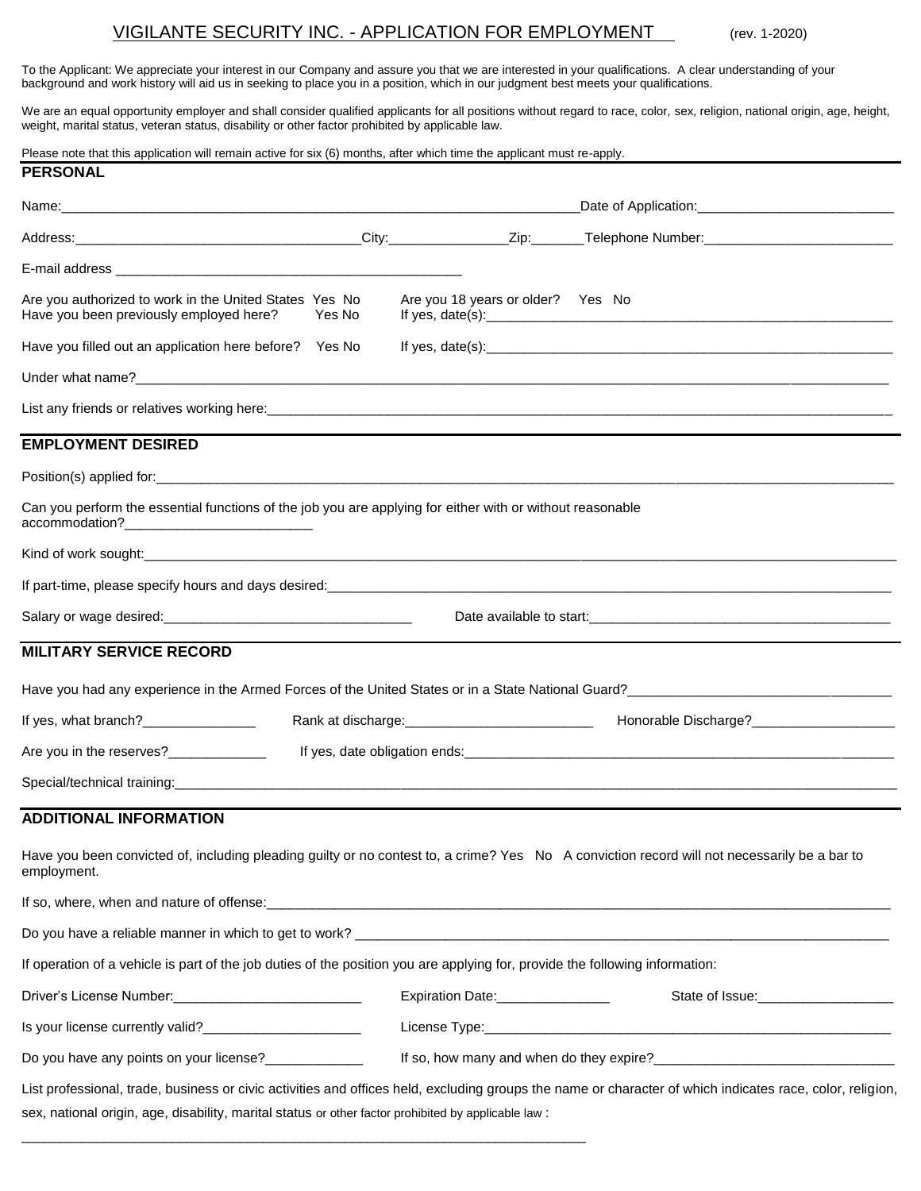# VIGILANTE SECURITY INC. - APPLICATION FOR EMPLOYMENT (rev. 1-2020)

To the Applicant: We appreciate your interest in our Company and assure you that we are interested in your qualifications. A clear understanding of your background and work history will aid us in seeking to place you in a position, which in our judgment best meets your qualifications.

We are an equal opportunity employer and shall consider qualified applicants for all positions without regard to race, color, sex, religion, national origin, age, height, weight, marital status, veteran status, disability or other factor prohibited by applicable law.

Please note that this application will remain active for six (6) months, after which time the applicant must re-apply.

## PERSONAL

Name:______________________________________________________________________Date of Application:__________________________

Address:_____________________________________City:________________Zip:_______Telephone Number:_________________________

E-mail address _______________________________________________

Are you authorized to work in the United States Yes No Are you 18 years or older? Yes No

Have you been previously employed here? Yes No If yes, date(s):_______________________________________________________

Have you filled out an application here before? Yes No If yes, date(s):_______________________________________________________

Under what name?__________________________________________________________________________________________________

List any friends or relatives working here:__________________________________________________________________________________

## EMPLOYMENT DESIRED

Position(s) applied for:_______________________________________________________________________________________________

Can you perform the essential functions of the job you are applying for either with or without reasonable accommodation?_________________________

Kind of work sought:_________________________________________________________________________________________________

If part-time, please specify hours and days desired:___________________________________________________________________________

Salary or wage desired:_________________________________ Date available to start:_________________________________________

## MILITARY SERVICE RECORD

Have you had any experience in the Armed Forces of the United States or in a State National Guard?___________________________________

If yes, what branch?_______________ Rank at discharge:_________________________ Honorable Discharge?___________________

Are you in the reserves?_____________ If yes, date obligation ends:_________________________________________________________

Special/technical training:_____________________________________________________________________________________________

## ADDITIONAL INFORMATION

Have you been convicted of, including pleading guilty or no contest to, a crime? Yes No A conviction record will not necessarily be a bar to employment.

If so, where, when and nature of offense:___________________________________________________________________________________

Do you have a reliable manner in which to get to work? _______________________________________________________________________

If operation of a vehicle is part of the job duties of the position you are applying for, provide the following information:

Driver's License Number:_________________________ Expiration Date:_______________ State of Issue:__________________

Is your license currently valid?_____________________ License Type:_______________________________________________________

Do you have any points on your license?_____________ If so, how many and when do they expire?________________________________

List professional, trade, business or civic activities and offices held, excluding groups the name or character of which indicates race, color, religion, sex, national origin, age, disability, marital status or other factor prohibited by applicable law :

_____________________________________________________________________________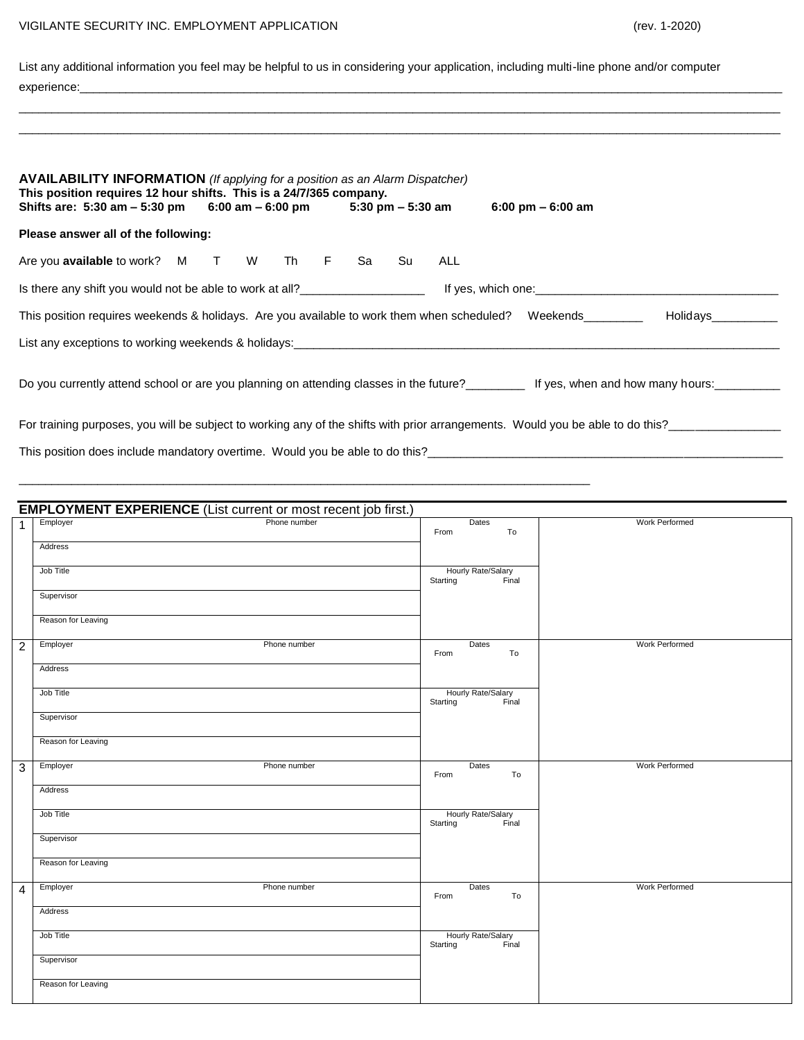List any additional information you feel may be helpful to us in considering your application, including multi-line phone and/or computer experience:_______________________________________________________________________________________________

_______________________________________________________________________________________________

_______________________________________________________________________________________________

**AVAILABILITY INFORMATION** *(If applying for a position as an Alarm Dispatcher)*
**This position requires 12 hour shifts. This is a 24/7/365 company.**
**Shifts are: 5:30 am – 5:30 pm 6:00 am – 6:00 pm 5:30 pm – 5:30 am 6:00 pm – 6:00 am**

**Please answer all of the following:**

Are you **available** to work? M T W Th F Sa Su ALL

Is there any shift you would not be able to work at all?__________________ If yes, which one:____________________________________

This position requires weekends & holidays. Are you available to work them when scheduled? Weekends________ Holidays_________

List any exceptions to working weekends & holidays:_____________________________________________________________________

Do you currently attend school or are you planning on attending classes in the future?________ If yes, when and how many hours:_________

For training purposes, you will be subject to working any of the shifts with prior arrangements. Would you be able to do this?________________

This position does include mandatory overtime. Would you be able to do this?_____________________________________________________

_______________________________________________________________________________________

**EMPLOYMENT EXPERIENCE** (List current or most recent job first.)

| # | Employer / Details | Phone number | Dates / Hourly Rate/Salary | Work Performed |
|---|---|---|---|---|
| 1 | Employer | Phone number | Dates: From To | Work Performed |
| | Address | | | |
| | Job Title | | Hourly Rate/Salary: Starting Final | |
| | Supervisor | | | |
| | Reason for Leaving | | | |
| 2 | Employer | Phone number | Dates: From To | Work Performed |
| | Address | | | |
| | Job Title | | Hourly Rate/Salary: Starting Final | |
| | Supervisor | | | |
| | Reason for Leaving | | | |
| 3 | Employer | Phone number | Dates: From To | Work Performed |
| | Address | | | |
| | Job Title | | Hourly Rate/Salary: Starting Final | |
| | Supervisor | | | |
| | Reason for Leaving | | | |
| 4 | Employer | Phone number | Dates: From To | Work Performed |
| | Address | | | |
| | Job Title | | Hourly Rate/Salary: Starting Final | |
| | Supervisor | | | |
| | Reason for Leaving | | | |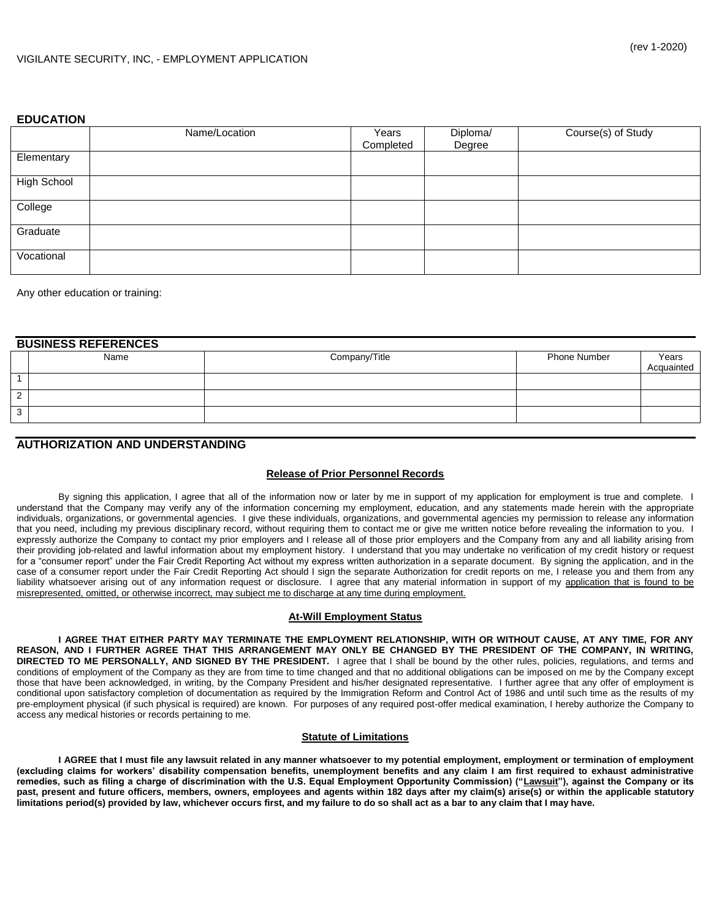## EDUCATION

| | Name/Location | Years Completed | Diploma/ Degree | Course(s) of Study |
|---|---|---|---|---|
| Elementary | | | | |
| High School | | | | |
| College | | | | |
| Graduate | | | | |
| Vocational | | | | |

Any other education or training:

## BUSINESS REFERENCES

| | Name | Company/Title | Phone Number | Years Acquainted |
|---|---|---|---|---|
| 1 | | | | |
| 2 | | | | |
| 3 | | | | |

## AUTHORIZATION AND UNDERSTANDING

**Release of Prior Personnel Records**

By signing this application, I agree that all of the information now or later by me in support of my application for employment is true and complete. I understand that the Company may verify any of the information concerning my employment, education, and any statements made herein with the appropriate individuals, organizations, or governmental agencies. I give these individuals, organizations, and governmental agencies my permission to release any information that you need, including my previous disciplinary record, without requiring them to contact me or give me written notice before revealing the information to you. I expressly authorize the Company to contact my prior employers and I release all of those prior employers and the Company from any and all liability arising from their providing job-related and lawful information about my employment history. I understand that you may undertake no verification of my credit history or request for a "consumer report" under the Fair Credit Reporting Act without my express written authorization in a separate document. By signing the application, and in the case of a consumer report under the Fair Credit Reporting Act should I sign the separate Authorization for credit reports on me, I release you and them from any liability whatsoever arising out of any information request or disclosure. I agree that any material information in support of my application that is found to be misrepresented, omitted, or otherwise incorrect, may subject me to discharge at any time during employment.

**At-Will Employment Status**

**I AGREE THAT EITHER PARTY MAY TERMINATE THE EMPLOYMENT RELATIONSHIP, WITH OR WITHOUT CAUSE, AT ANY TIME, FOR ANY REASON, AND I FURTHER AGREE THAT THIS ARRANGEMENT MAY ONLY BE CHANGED BY THE PRESIDENT OF THE COMPANY, IN WRITING, DIRECTED TO ME PERSONALLY, AND SIGNED BY THE PRESIDENT.** I agree that I shall be bound by the other rules, policies, regulations, and terms and conditions of employment of the Company as they are from time to time changed and that no additional obligations can be imposed on me by the Company except those that have been acknowledged, in writing, by the Company President and his/her designated representative. I further agree that any offer of employment is conditional upon satisfactory completion of documentation as required by the Immigration Reform and Control Act of 1986 and until such time as the results of my pre-employment physical (if such physical is required) are known. For purposes of any required post-offer medical examination, I hereby authorize the Company to access any medical histories or records pertaining to me.

**Statute of Limitations**

**I AGREE that I must file any lawsuit related in any manner whatsoever to my potential employment, employment or termination of employment (excluding claims for workers' disability compensation benefits, unemployment benefits and any claim I am first required to exhaust administrative remedies, such as filing a charge of discrimination with the U.S. Equal Employment Opportunity Commission) ("Lawsuit"), against the Company or its past, present and future officers, members, owners, employees and agents within 182 days after my claim(s) arise(s) or within the applicable statutory limitations period(s) provided by law, whichever occurs first, and my failure to do so shall act as a bar to any claim that I may have.**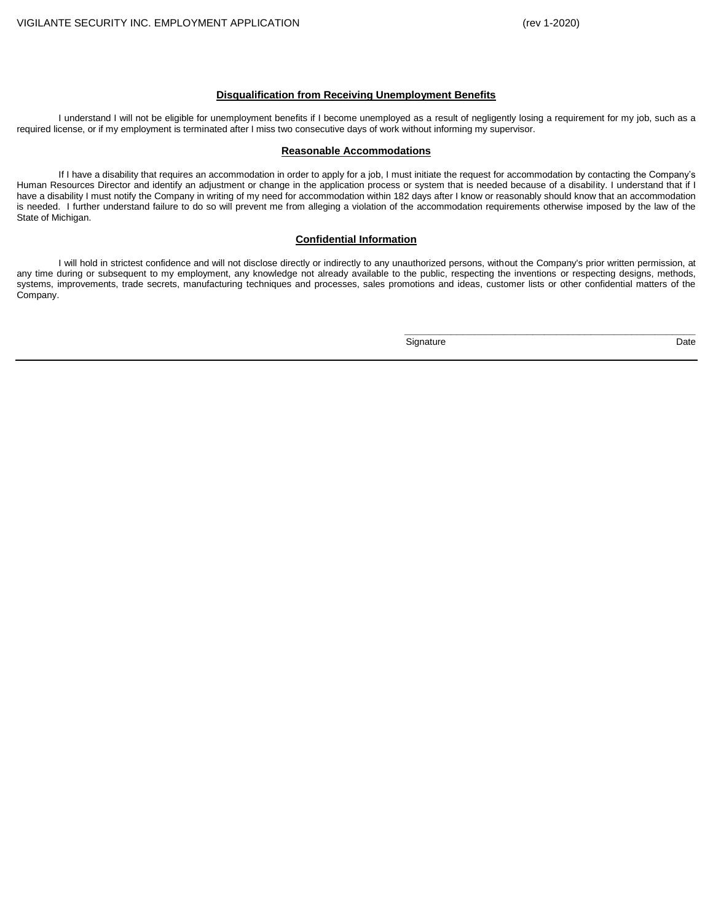### Disqualification from Receiving Unemployment Benefits

I understand I will not be eligible for unemployment benefits if I become unemployed as a result of negligently losing a requirement for my job, such as a required license, or if my employment is terminated after I miss two consecutive days of work without informing my supervisor.

### Reasonable Accommodations

If I have a disability that requires an accommodation in order to apply for a job, I must initiate the request for accommodation by contacting the Company's Human Resources Director and identify an adjustment or change in the application process or system that is needed because of a disability. I understand that if I have a disability I must notify the Company in writing of my need for accommodation within 182 days after I know or reasonably should know that an accommodation is needed. I further understand failure to do so will prevent me from alleging a violation of the accommodation requirements otherwise imposed by the law of the State of Michigan.

### Confidential Information

I will hold in strictest confidence and will not disclose directly or indirectly to any unauthorized persons, without the Company's prior written permission, at any time during or subsequent to my employment, any knowledge not already available to the public, respecting the inventions or respecting designs, methods, systems, improvements, trade secrets, manufacturing techniques and processes, sales promotions and ideas, customer lists or other confidential matters of the Company.

_______________________________________________________

Signature                                                                                   Date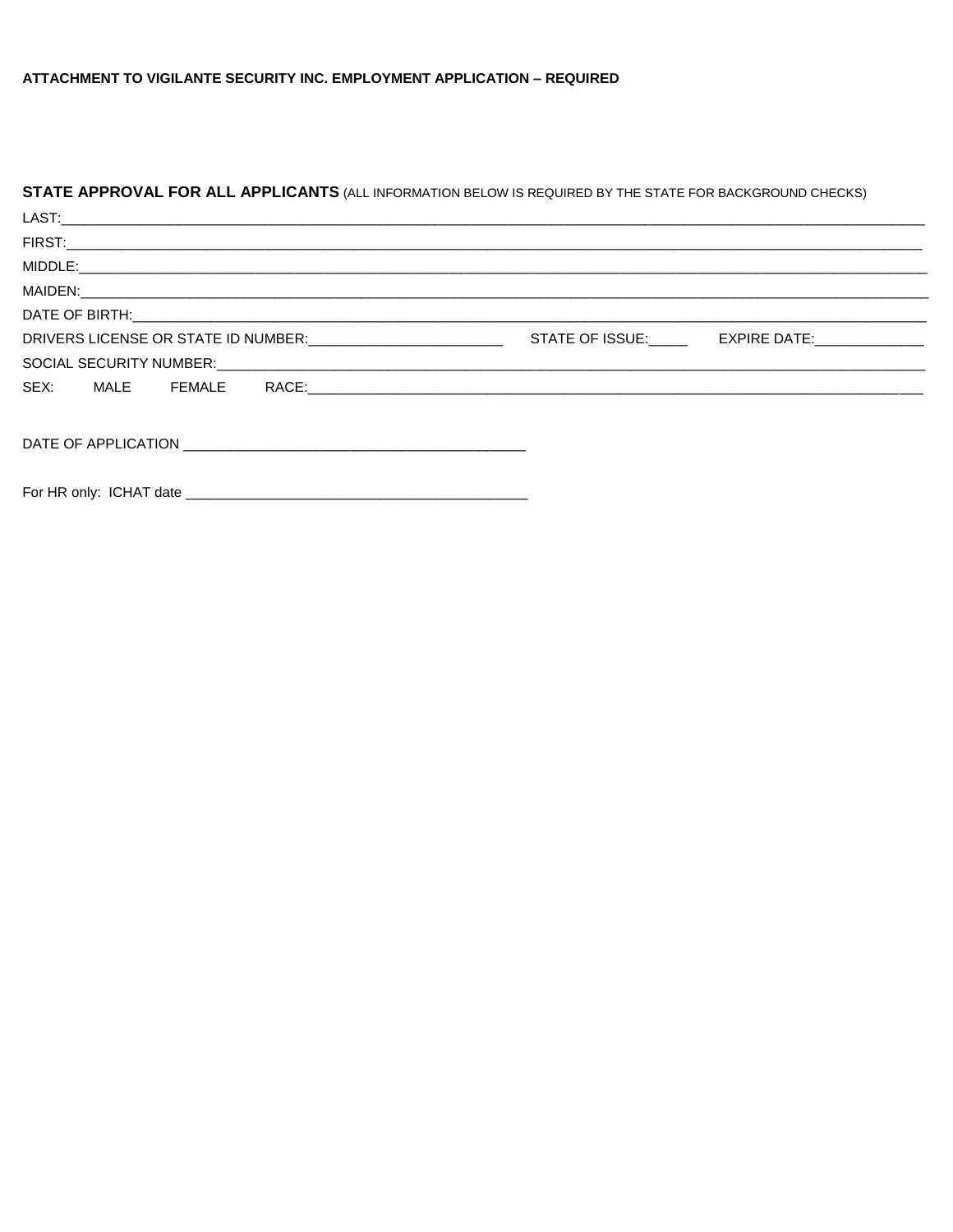**ATTACHMENT TO VIGILANTE SECURITY INC. EMPLOYMENT APPLICATION – REQUIRED**

**STATE APPROVAL FOR ALL APPLICANTS** (ALL INFORMATION BELOW IS REQUIRED BY THE STATE FOR BACKGROUND CHECKS)

LAST:______________________________________________________________________________________________

FIRST:_____________________________________________________________________________________________

MIDDLE:____________________________________________________________________________________________

MAIDEN:____________________________________________________________________________________________

DATE OF BIRTH:______________________________________________________________________________________

DRIVERS LICENSE OR STATE ID NUMBER:_________________________ STATE OF ISSUE:_____ EXPIRE DATE:______________

SOCIAL SECURITY NUMBER:_____________________________________________________________________________

SEX: MALE FEMALE RACE:________________________________________________________________________

DATE OF APPLICATION ___________________________________________

For HR only: ICHAT date ___________________________________________